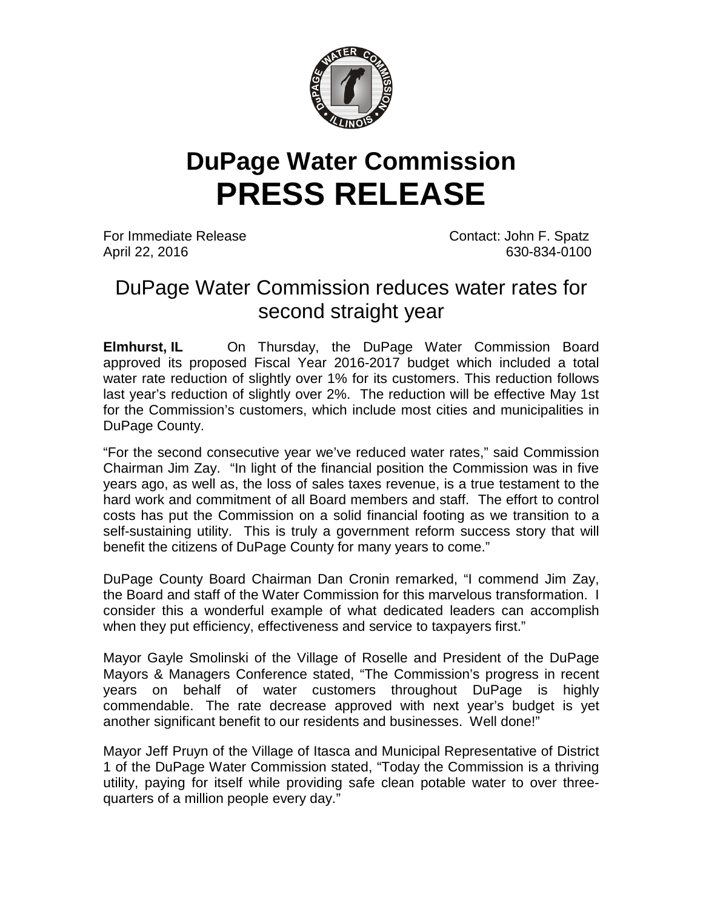# DuPage Water Commission
# PRESS RELEASE

For Immediate Release
April 22, 2016

Contact: John F. Spatz
630-834-0100

## DuPage Water Commission reduces water rates for second straight year

**Elmhurst, IL** On Thursday, the DuPage Water Commission Board approved its proposed Fiscal Year 2016-2017 budget which included a total water rate reduction of slightly over 1% for its customers. This reduction follows last year's reduction of slightly over 2%. The reduction will be effective May 1st for the Commission's customers, which include most cities and municipalities in DuPage County.

"For the second consecutive year we've reduced water rates," said Commission Chairman Jim Zay. "In light of the financial position the Commission was in five years ago, as well as, the loss of sales taxes revenue, is a true testament to the hard work and commitment of all Board members and staff. The effort to control costs has put the Commission on a solid financial footing as we transition to a self-sustaining utility. This is truly a government reform success story that will benefit the citizens of DuPage County for many years to come."

DuPage County Board Chairman Dan Cronin remarked, "I commend Jim Zay, the Board and staff of the Water Commission for this marvelous transformation. I consider this a wonderful example of what dedicated leaders can accomplish when they put efficiency, effectiveness and service to taxpayers first."

Mayor Gayle Smolinski of the Village of Roselle and President of the DuPage Mayors & Managers Conference stated, "The Commission's progress in recent years on behalf of water customers throughout DuPage is highly commendable. The rate decrease approved with next year's budget is yet another significant benefit to our residents and businesses. Well done!"

Mayor Jeff Pruyn of the Village of Itasca and Municipal Representative of District 1 of the DuPage Water Commission stated, "Today the Commission is a thriving utility, paying for itself while providing safe clean potable water to over three-quarters of a million people every day."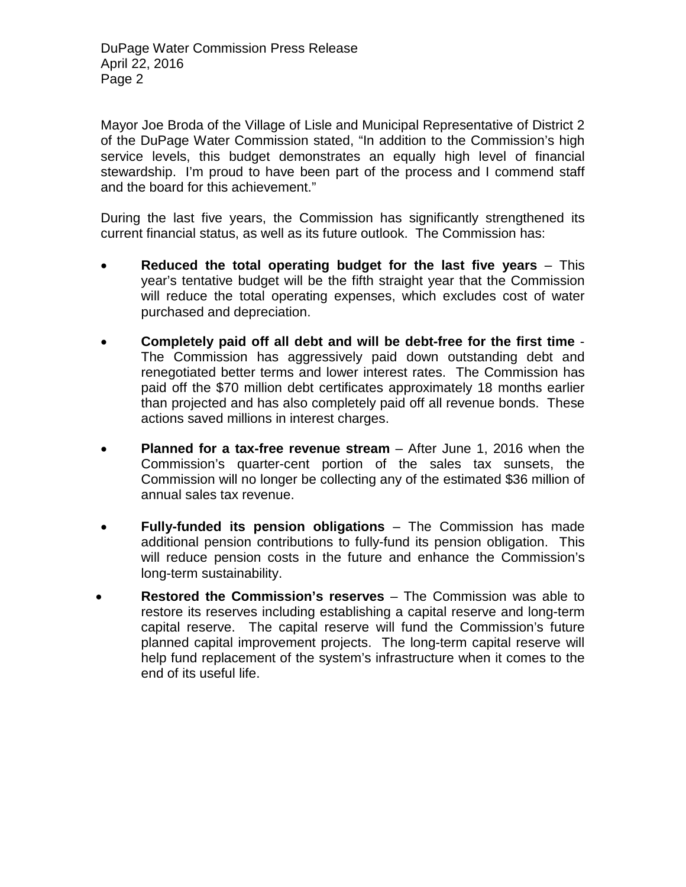Mayor Joe Broda of the Village of Lisle and Municipal Representative of District 2 of the DuPage Water Commission stated, "In addition to the Commission's high service levels, this budget demonstrates an equally high level of financial stewardship. I'm proud to have been part of the process and I commend staff and the board for this achievement."

During the last five years, the Commission has significantly strengthened its current financial status, as well as its future outlook. The Commission has:

- **Reduced the total operating budget for the last five years** – This year's tentative budget will be the fifth straight year that the Commission will reduce the total operating expenses, which excludes cost of water purchased and depreciation.
- **Completely paid off all debt and will be debt-free for the first time** - The Commission has aggressively paid down outstanding debt and renegotiated better terms and lower interest rates. The Commission has paid off the $70 million debt certificates approximately 18 months earlier than projected and has also completely paid off all revenue bonds. These actions saved millions in interest charges.
- **Planned for a tax-free revenue stream** – After June 1, 2016 when the Commission's quarter-cent portion of the sales tax sunsets, the Commission will no longer be collecting any of the estimated $36 million of annual sales tax revenue.
- **Fully-funded its pension obligations** – The Commission has made additional pension contributions to fully-fund its pension obligation. This will reduce pension costs in the future and enhance the Commission's long-term sustainability.
- **Restored the Commission's reserves** – The Commission was able to restore its reserves including establishing a capital reserve and long-term capital reserve. The capital reserve will fund the Commission's future planned capital improvement projects. The long-term capital reserve will help fund replacement of the system's infrastructure when it comes to the end of its useful life.